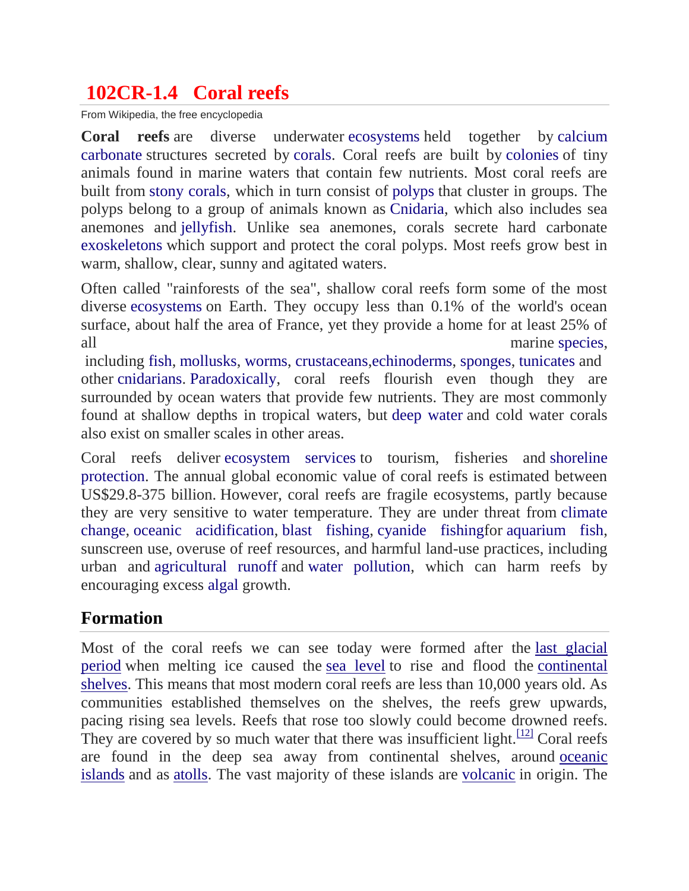# 102CR-1.4 Coral reefs

From Wikipedia, the free encyclopedia

**Coral reefs** are diverse underwater ecosystems held together by calcium carbonate structures secreted by corals. Coral reefs are built by colonies of tiny animals found in marine waters that contain few nutrients. Most coral reefs are built from stony corals, which in turn consist of polyps that cluster in groups. The polyps belong to a group of animals known as Cnidaria, which also includes sea anemones and jellyfish. Unlike sea anemones, corals secrete hard carbonate exoskeletons which support and protect the coral polyps. Most reefs grow best in warm, shallow, clear, sunny and agitated waters.

Often called "rainforests of the sea", shallow coral reefs form some of the most diverse ecosystems on Earth. They occupy less than 0.1% of the world's ocean surface, about half the area of France, yet they provide a home for at least 25% of all marine species, including fish, mollusks, worms, crustaceans,echinoderms, sponges, tunicates and other cnidarians. Paradoxically, coral reefs flourish even though they are surrounded by ocean waters that provide few nutrients. They are most commonly found at shallow depths in tropical waters, but deep water and cold water corals also exist on smaller scales in other areas.

Coral reefs deliver ecosystem services to tourism, fisheries and shoreline protection. The annual global economic value of coral reefs is estimated between US$29.8-375 billion. However, coral reefs are fragile ecosystems, partly because they are very sensitive to water temperature. They are under threat from climate change, oceanic acidification, blast fishing, cyanide fishingfor aquarium fish, sunscreen use, overuse of reef resources, and harmful land-use practices, including urban and agricultural runoff and water pollution, which can harm reefs by encouraging excess algal growth.

## Formation

Most of the coral reefs we can see today were formed after the last glacial period when melting ice caused the sea level to rise and flood the continental shelves. This means that most modern coral reefs are less than 10,000 years old. As communities established themselves on the shelves, the reefs grew upwards, pacing rising sea levels. Reefs that rose too slowly could become drowned reefs. They are covered by so much water that there was insufficient light.[12] Coral reefs are found in the deep sea away from continental shelves, around oceanic islands and as atolls. The vast majority of these islands are volcanic in origin. The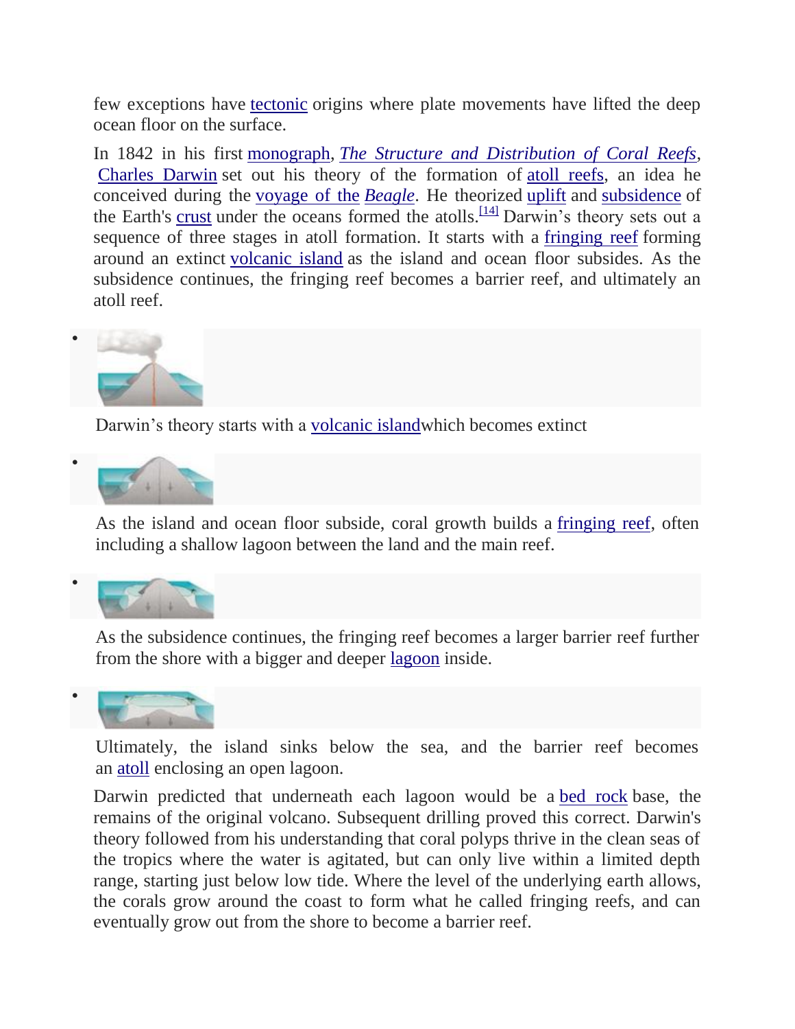few exceptions have tectonic origins where plate movements have lifted the deep ocean floor on the surface.

In 1842 in his first monograph, *The Structure and Distribution of Coral Reefs*, Charles Darwin set out his theory of the formation of atoll reefs, an idea he conceived during the voyage of the *Beagle*. He theorized uplift and subsidence of the Earth's crust under the oceans formed the atolls.[14] Darwin's theory sets out a sequence of three stages in atoll formation. It starts with a fringing reef forming around an extinct volcanic island as the island and ocean floor subsides. As the subsidence continues, the fringing reef becomes a barrier reef, and ultimately an atoll reef.

- Darwin's theory starts with a volcanic islandwhich becomes extinct

- As the island and ocean floor subside, coral growth builds a fringing reef, often including a shallow lagoon between the land and the main reef.

- As the subsidence continues, the fringing reef becomes a larger barrier reef further from the shore with a bigger and deeper lagoon inside.

- Ultimately, the island sinks below the sea, and the barrier reef becomes an atoll enclosing an open lagoon.

Darwin predicted that underneath each lagoon would be a bed rock base, the remains of the original volcano. Subsequent drilling proved this correct. Darwin's theory followed from his understanding that coral polyps thrive in the clean seas of the tropics where the water is agitated, but can only live within a limited depth range, starting just below low tide. Where the level of the underlying earth allows, the corals grow around the coast to form what he called fringing reefs, and can eventually grow out from the shore to become a barrier reef.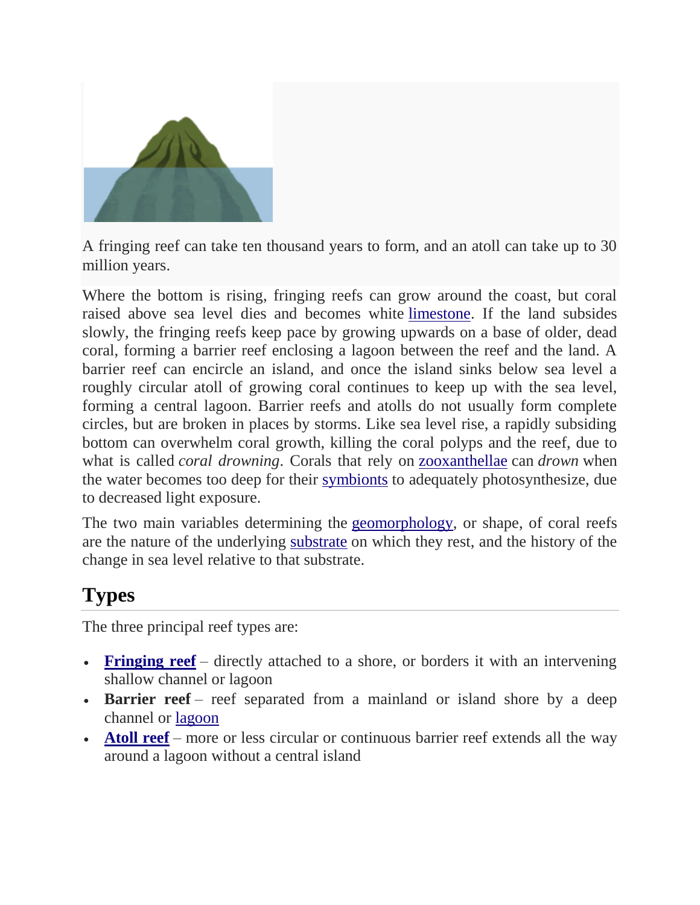A fringing reef can take ten thousand years to form, and an atoll can take up to 30 million years.

Where the bottom is rising, fringing reefs can grow around the coast, but coral raised above sea level dies and becomes white limestone. If the land subsides slowly, the fringing reefs keep pace by growing upwards on a base of older, dead coral, forming a barrier reef enclosing a lagoon between the reef and the land. A barrier reef can encircle an island, and once the island sinks below sea level a roughly circular atoll of growing coral continues to keep up with the sea level, forming a central lagoon. Barrier reefs and atolls do not usually form complete circles, but are broken in places by storms. Like sea level rise, a rapidly subsiding bottom can overwhelm coral growth, killing the coral polyps and the reef, due to what is called *coral drowning*. Corals that rely on zooxanthellae can *drown* when the water becomes too deep for their symbionts to adequately photosynthesize, due to decreased light exposure.

The two main variables determining the geomorphology, or shape, of coral reefs are the nature of the underlying substrate on which they rest, and the history of the change in sea level relative to that substrate.

## Types

The three principal reef types are:

- **Fringing reef** – directly attached to a shore, or borders it with an intervening shallow channel or lagoon
- **Barrier reef** – reef separated from a mainland or island shore by a deep channel or lagoon
- **Atoll reef** – more or less circular or continuous barrier reef extends all the way around a lagoon without a central island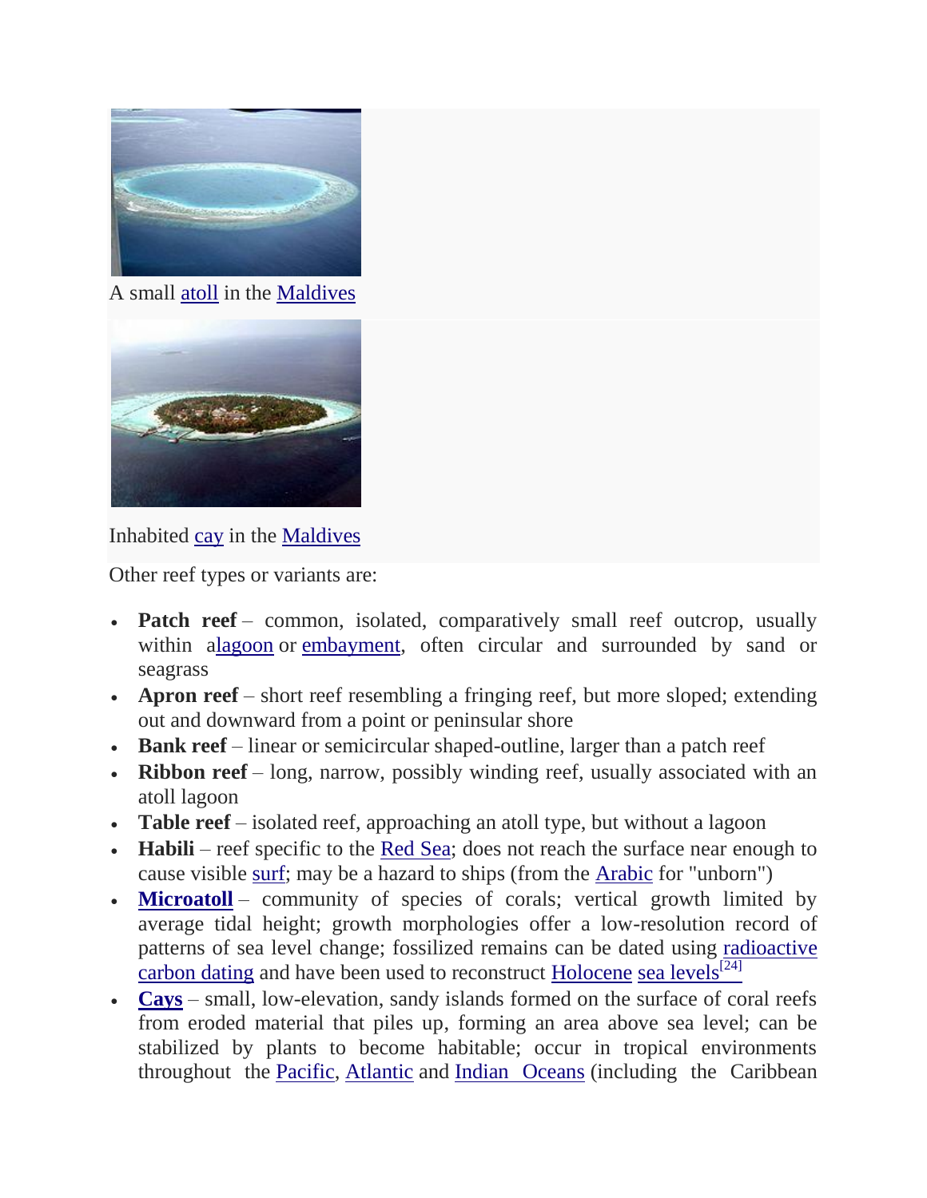A small atoll in the Maldives

Inhabited cay in the Maldives

Other reef types or variants are:

- **Patch reef** – common, isolated, comparatively small reef outcrop, usually within a lagoon or embayment, often circular and surrounded by sand or seagrass
- **Apron reef** – short reef resembling a fringing reef, but more sloped; extending out and downward from a point or peninsular shore
- **Bank reef** – linear or semicircular shaped-outline, larger than a patch reef
- **Ribbon reef** – long, narrow, possibly winding reef, usually associated with an atoll lagoon
- **Table reef** – isolated reef, approaching an atoll type, but without a lagoon
- **Habili** – reef specific to the Red Sea; does not reach the surface near enough to cause visible surf; may be a hazard to ships (from the Arabic for "unborn")
- **Microatoll** – community of species of corals; vertical growth limited by average tidal height; growth morphologies offer a low-resolution record of patterns of sea level change; fossilized remains can be dated using radioactive carbon dating and have been used to reconstruct Holocene sea levels[24]
- **Cays** – small, low-elevation, sandy islands formed on the surface of coral reefs from eroded material that piles up, forming an area above sea level; can be stabilized by plants to become habitable; occur in tropical environments throughout the Pacific, Atlantic and Indian Oceans (including the Caribbean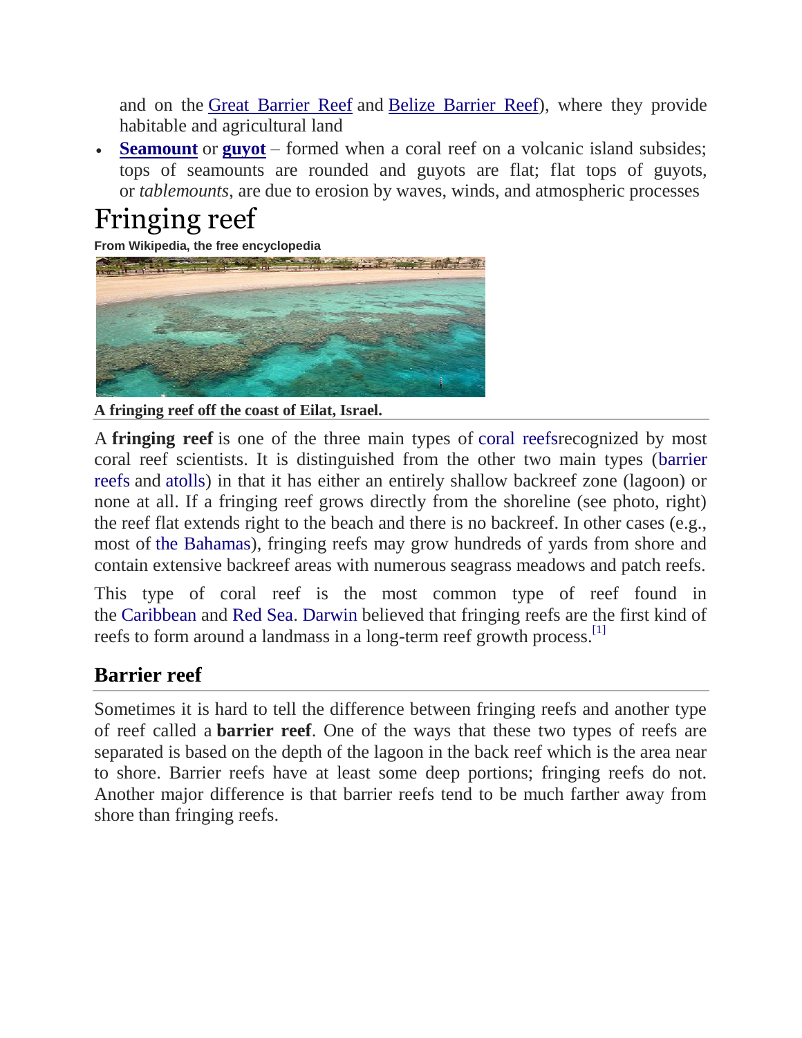and on the Great Barrier Reef and Belize Barrier Reef), where they provide habitable and agricultural land

- **Seamount** or **guyot** – formed when a coral reef on a volcanic island subsides; tops of seamounts are rounded and guyots are flat; flat tops of guyots, or *tablemounts*, are due to erosion by waves, winds, and atmospheric processes

# Fringing reef

**From Wikipedia, the free encyclopedia**

**A fringing reef off the coast of Eilat, Israel.**

A **fringing reef** is one of the three main types of coral reefsrecognized by most coral reef scientists. It is distinguished from the other two main types (barrier reefs and atolls) in that it has either an entirely shallow backreef zone (lagoon) or none at all. If a fringing reef grows directly from the shoreline (see photo, right) the reef flat extends right to the beach and there is no backreef. In other cases (e.g., most of the Bahamas), fringing reefs may grow hundreds of yards from shore and contain extensive backreef areas with numerous seagrass meadows and patch reefs.

This type of coral reef is the most common type of reef found in the Caribbean and Red Sea. Darwin believed that fringing reefs are the first kind of reefs to form around a landmass in a long-term reef growth process.[1]

## Barrier reef

Sometimes it is hard to tell the difference between fringing reefs and another type of reef called a **barrier reef**. One of the ways that these two types of reefs are separated is based on the depth of the lagoon in the back reef which is the area near to shore. Barrier reefs have at least some deep portions; fringing reefs do not. Another major difference is that barrier reefs tend to be much farther away from shore than fringing reefs.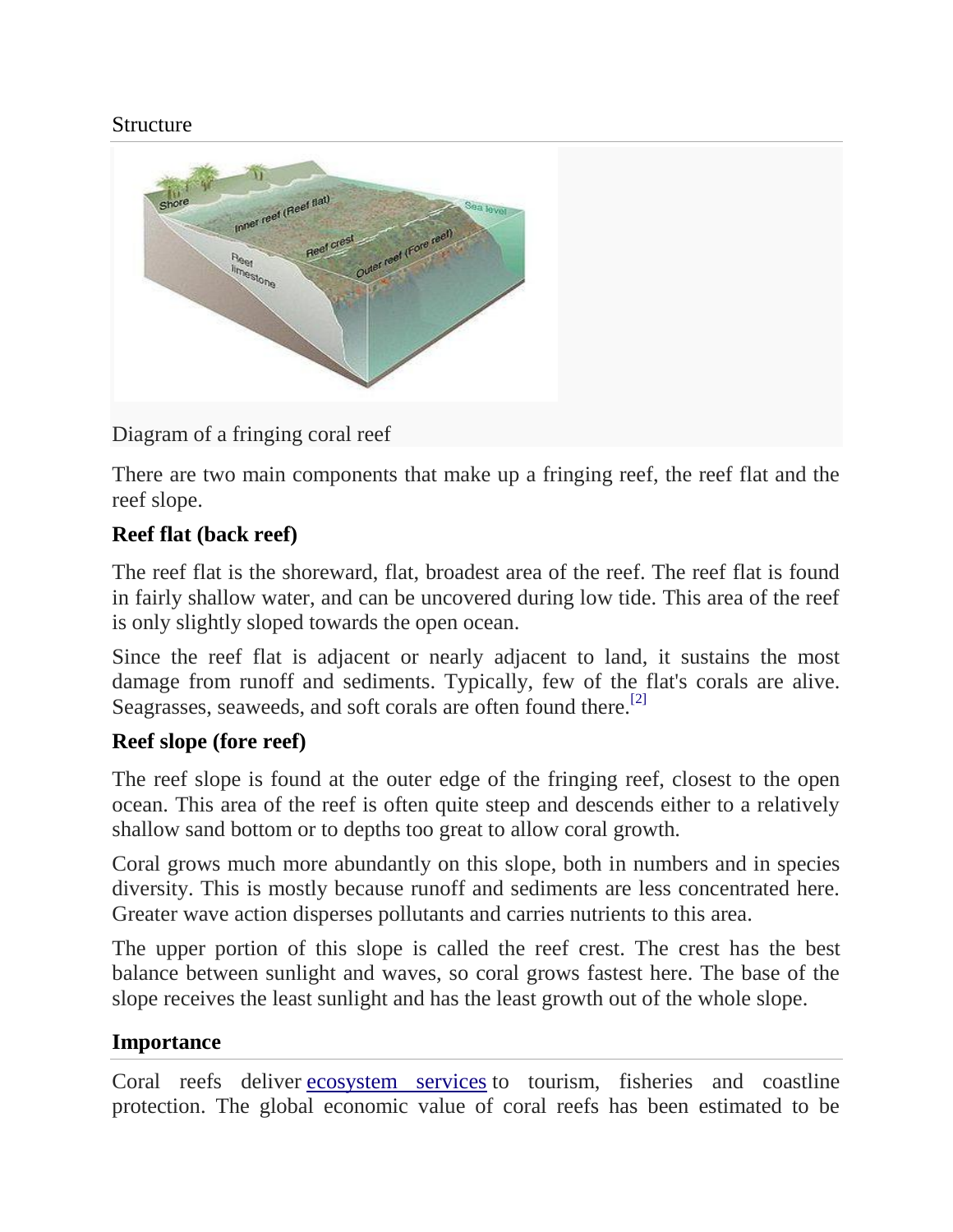## Structure

Diagram of a fringing coral reef

There are two main components that make up a fringing reef, the reef flat and the reef slope.

### Reef flat (back reef)

The reef flat is the shoreward, flat, broadest area of the reef. The reef flat is found in fairly shallow water, and can be uncovered during low tide. This area of the reef is only slightly sloped towards the open ocean.

Since the reef flat is adjacent or nearly adjacent to land, it sustains the most damage from runoff and sediments. Typically, few of the flat's corals are alive. Seagrasses, seaweeds, and soft corals are often found there.[2]

### Reef slope (fore reef)

The reef slope is found at the outer edge of the fringing reef, closest to the open ocean. This area of the reef is often quite steep and descends either to a relatively shallow sand bottom or to depths too great to allow coral growth.

Coral grows much more abundantly on this slope, both in numbers and in species diversity. This is mostly because runoff and sediments are less concentrated here. Greater wave action disperses pollutants and carries nutrients to this area.

The upper portion of this slope is called the reef crest. The crest has the best balance between sunlight and waves, so coral grows fastest here. The base of the slope receives the least sunlight and has the least growth out of the whole slope.

## Importance

Coral reefs deliver ecosystem services to tourism, fisheries and coastline protection. The global economic value of coral reefs has been estimated to be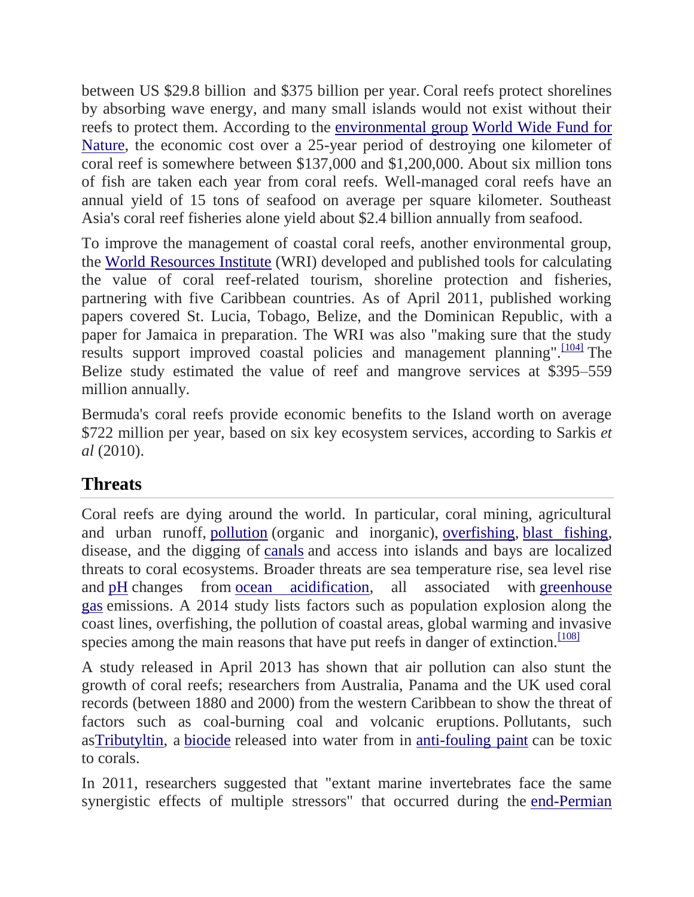between US $29.8 billion and $375 billion per year. Coral reefs protect shorelines by absorbing wave energy, and many small islands would not exist without their reefs to protect them. According to the environmental group World Wide Fund for Nature, the economic cost over a 25-year period of destroying one kilometer of coral reef is somewhere between $137,000 and $1,200,000. About six million tons of fish are taken each year from coral reefs. Well-managed coral reefs have an annual yield of 15 tons of seafood on average per square kilometer. Southeast Asia's coral reef fisheries alone yield about $2.4 billion annually from seafood.

To improve the management of coastal coral reefs, another environmental group, the World Resources Institute (WRI) developed and published tools for calculating the value of coral reef-related tourism, shoreline protection and fisheries, partnering with five Caribbean countries. As of April 2011, published working papers covered St. Lucia, Tobago, Belize, and the Dominican Republic, with a paper for Jamaica in preparation. The WRI was also "making sure that the study results support improved coastal policies and management planning".[104] The Belize study estimated the value of reef and mangrove services at $395–559 million annually.

Bermuda's coral reefs provide economic benefits to the Island worth on average $722 million per year, based on six key ecosystem services, according to Sarkis *et al* (2010).

## Threats

Coral reefs are dying around the world. In particular, coral mining, agricultural and urban runoff, pollution (organic and inorganic), overfishing, blast fishing, disease, and the digging of canals and access into islands and bays are localized threats to coral ecosystems. Broader threats are sea temperature rise, sea level rise and pH changes from ocean acidification, all associated with greenhouse gas emissions. A 2014 study lists factors such as population explosion along the coast lines, overfishing, the pollution of coastal areas, global warming and invasive species among the main reasons that have put reefs in danger of extinction.[108]

A study released in April 2013 has shown that air pollution can also stunt the growth of coral reefs; researchers from Australia, Panama and the UK used coral records (between 1880 and 2000) from the western Caribbean to show the threat of factors such as coal-burning coal and volcanic eruptions. Pollutants, such asTributyltin, a biocide released into water from in anti-fouling paint can be toxic to corals.

In 2011, researchers suggested that "extant marine invertebrates face the same synergistic effects of multiple stressors" that occurred during the end-Permian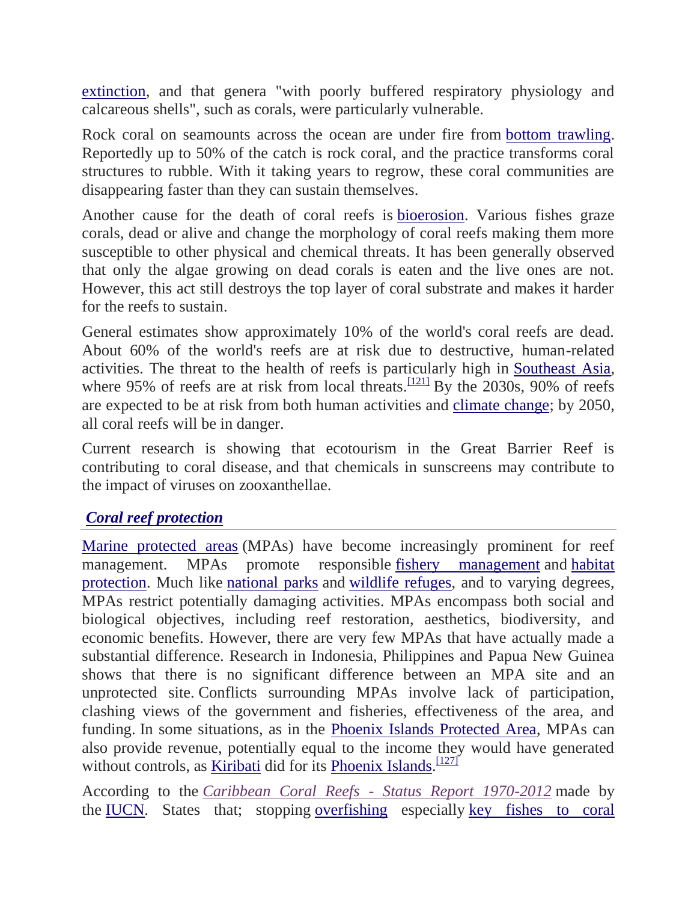extinction, and that genera "with poorly buffered respiratory physiology and calcareous shells", such as corals, were particularly vulnerable.

Rock coral on seamounts across the ocean are under fire from bottom trawling. Reportedly up to 50% of the catch is rock coral, and the practice transforms coral structures to rubble. With it taking years to regrow, these coral communities are disappearing faster than they can sustain themselves.

Another cause for the death of coral reefs is bioerosion. Various fishes graze corals, dead or alive and change the morphology of coral reefs making them more susceptible to other physical and chemical threats. It has been generally observed that only the algae growing on dead corals is eaten and the live ones are not. However, this act still destroys the top layer of coral substrate and makes it harder for the reefs to sustain.

General estimates show approximately 10% of the world's coral reefs are dead. About 60% of the world's reefs are at risk due to destructive, human-related activities. The threat to the health of reefs is particularly high in Southeast Asia, where 95% of reefs are at risk from local threats.[121] By the 2030s, 90% of reefs are expected to be at risk from both human activities and climate change; by 2050, all coral reefs will be in danger.

Current research is showing that ecotourism in the Great Barrier Reef is contributing to coral disease, and that chemicals in sunscreens may contribute to the impact of viruses on zooxanthellae.

## *Coral reef protection*

Marine protected areas (MPAs) have become increasingly prominent for reef management. MPAs promote responsible fishery management and habitat protection. Much like national parks and wildlife refuges, and to varying degrees, MPAs restrict potentially damaging activities. MPAs encompass both social and biological objectives, including reef restoration, aesthetics, biodiversity, and economic benefits. However, there are very few MPAs that have actually made a substantial difference. Research in Indonesia, Philippines and Papua New Guinea shows that there is no significant difference between an MPA site and an unprotected site. Conflicts surrounding MPAs involve lack of participation, clashing views of the government and fisheries, effectiveness of the area, and funding. In some situations, as in the Phoenix Islands Protected Area, MPAs can also provide revenue, potentially equal to the income they would have generated without controls, as Kiribati did for its Phoenix Islands.[127]

According to the *Caribbean Coral Reefs - Status Report 1970-2012* made by the IUCN. States that; stopping overfishing especially key fishes to coral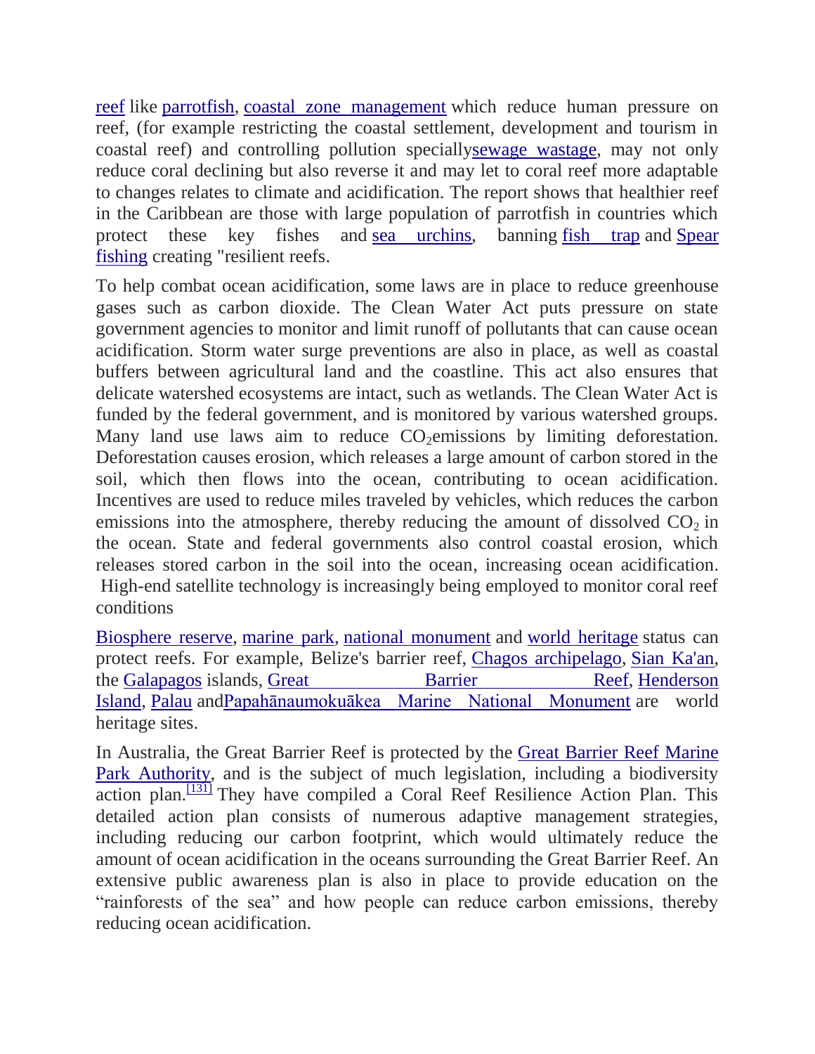reef like parrotfish, coastal zone management which reduce human pressure on reef, (for example restricting the coastal settlement, development and tourism in coastal reef) and controlling pollution speciallysewage wastage, may not only reduce coral declining but also reverse it and may let to coral reef more adaptable to changes relates to climate and acidification. The report shows that healthier reef in the Caribbean are those with large population of parrotfish in countries which protect these key fishes and sea urchins, banning fish trap and Spear fishing creating "resilient reefs.

To help combat ocean acidification, some laws are in place to reduce greenhouse gases such as carbon dioxide. The Clean Water Act puts pressure on state government agencies to monitor and limit runoff of pollutants that can cause ocean acidification. Storm water surge preventions are also in place, as well as coastal buffers between agricultural land and the coastline. This act also ensures that delicate watershed ecosystems are intact, such as wetlands. The Clean Water Act is funded by the federal government, and is monitored by various watershed groups. Many land use laws aim to reduce $CO_2$emissions by limiting deforestation. Deforestation causes erosion, which releases a large amount of carbon stored in the soil, which then flows into the ocean, contributing to ocean acidification. Incentives are used to reduce miles traveled by vehicles, which reduces the carbon emissions into the atmosphere, thereby reducing the amount of dissolved $CO_2$ in the ocean. State and federal governments also control coastal erosion, which releases stored carbon in the soil into the ocean, increasing ocean acidification. High-end satellite technology is increasingly being employed to monitor coral reef conditions

Biosphere reserve, marine park, national monument and world heritage status can protect reefs. For example, Belize's barrier reef, Chagos archipelago, Sian Ka'an, the Galapagos islands, Great Barrier Reef, Henderson Island, Palau andPapahānaumokuākea Marine National Monument are world heritage sites.

In Australia, the Great Barrier Reef is protected by the Great Barrier Reef Marine Park Authority, and is the subject of much legislation, including a biodiversity action plan.[131] They have compiled a Coral Reef Resilience Action Plan. This detailed action plan consists of numerous adaptive management strategies, including reducing our carbon footprint, which would ultimately reduce the amount of ocean acidification in the oceans surrounding the Great Barrier Reef. An extensive public awareness plan is also in place to provide education on the "rainforests of the sea" and how people can reduce carbon emissions, thereby reducing ocean acidification.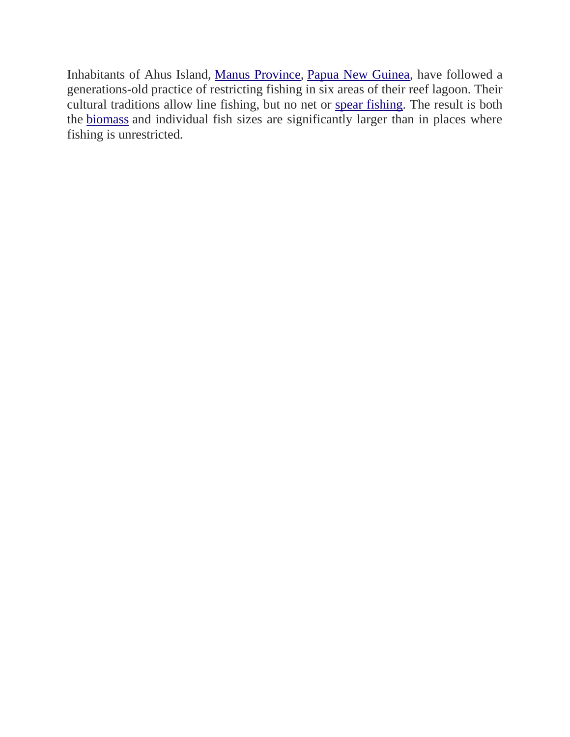Inhabitants of Ahus Island, Manus Province, Papua New Guinea, have followed a generations-old practice of restricting fishing in six areas of their reef lagoon. Their cultural traditions allow line fishing, but no net or spear fishing. The result is both the biomass and individual fish sizes are significantly larger than in places where fishing is unrestricted.